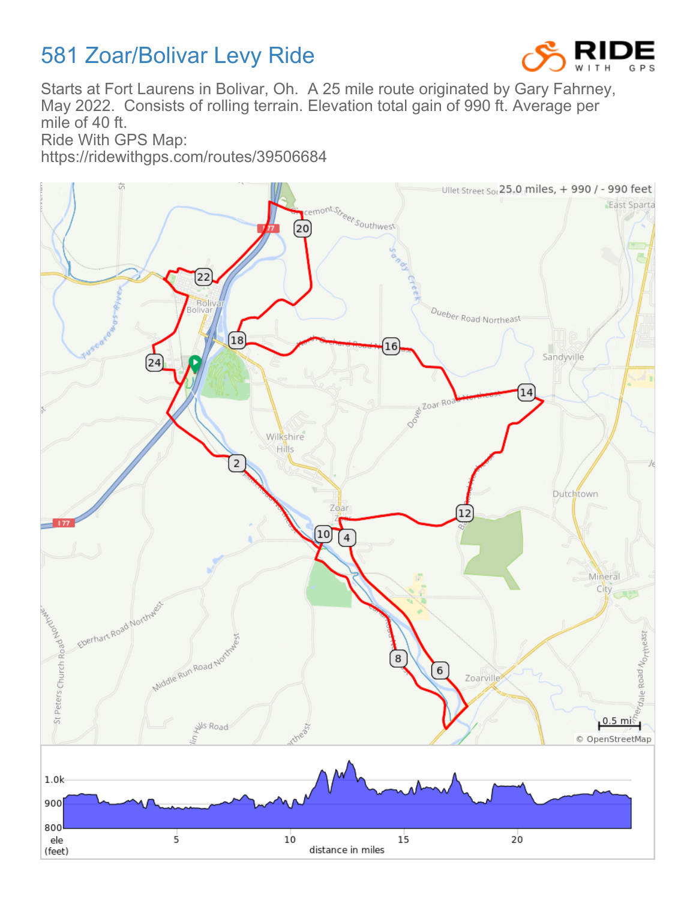# 581 Zoar/Bolivar Levy Ride

Starts at Fort Laurens in Bolivar, Oh. A 25 mile route originated by Gary Fahrney, May 2022. Consists of rolling terrain. Elevation total gain of 990 ft. Average per mile of 40 ft.

Ride With GPS Map:
https://ridewithgps.com/routes/39506684

25.0 miles, + 990 / - 990 feet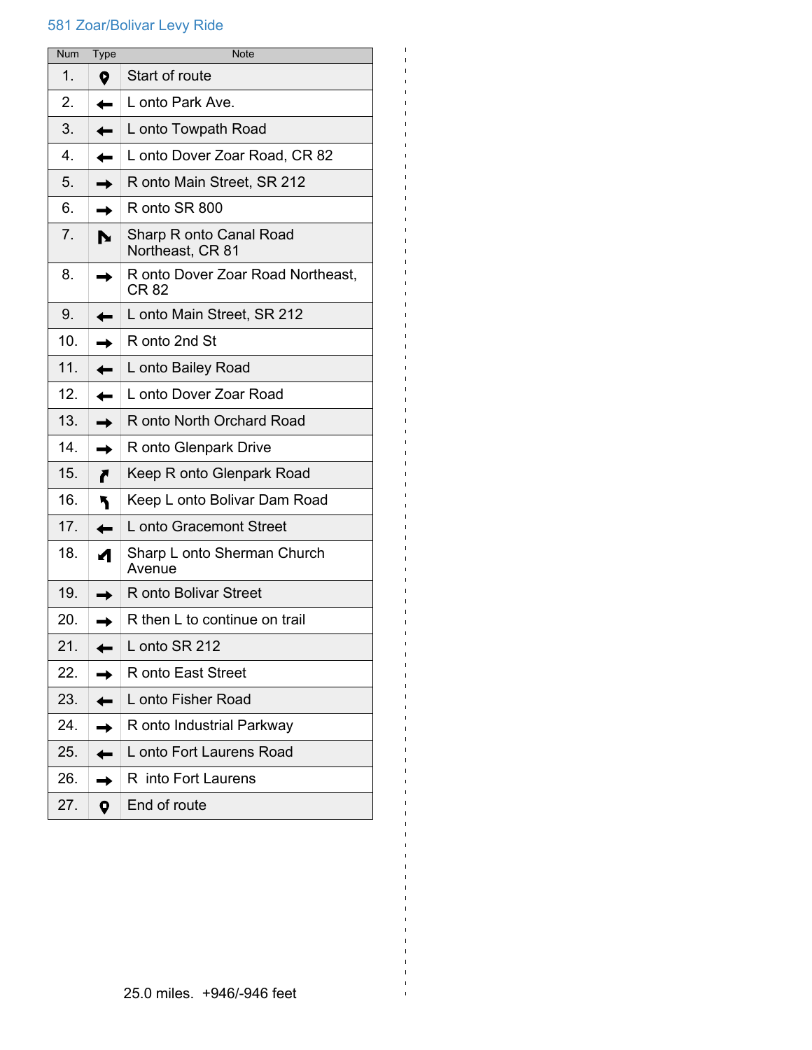581 Zoar/Bolivar Levy Ride

| Num | Type | Note |
|---|---|---|
| 1. | | Start of route |
| 2. | ← | L onto Park Ave. |
| 3. | ← | L onto Towpath Road |
| 4. | ← | L onto Dover Zoar Road, CR 82 |
| 5. | → | R onto Main Street, SR 212 |
| 6. | → | R onto SR 800 |
| 7. | | Sharp R onto Canal Road Northeast, CR 81 |
| 8. | → | R onto Dover Zoar Road Northeast, CR 82 |
| 9. | ← | L onto Main Street, SR 212 |
| 10. | → | R onto 2nd St |
| 11. | ← | L onto Bailey Road |
| 12. | ← | L onto Dover Zoar Road |
| 13. | → | R onto North Orchard Road |
| 14. | → | R onto Glenpark Drive |
| 15. | | Keep R onto Glenpark Road |
| 16. | | Keep L onto Bolivar Dam Road |
| 17. | ← | L onto Gracemont Street |
| 18. | | Sharp L onto Sherman Church Avenue |
| 19. | → | R onto Bolivar Street |
| 20. | → | R then L to continue on trail |
| 21. | ← | L onto SR 212 |
| 22. | → | R onto East Street |
| 23. | ← | L onto Fisher Road |
| 24. | → | R onto Industrial Parkway |
| 25. | ← | L onto Fort Laurens Road |
| 26. | → | R into Fort Laurens |
| 27. | | End of route |

25.0 miles. +946/-946 feet